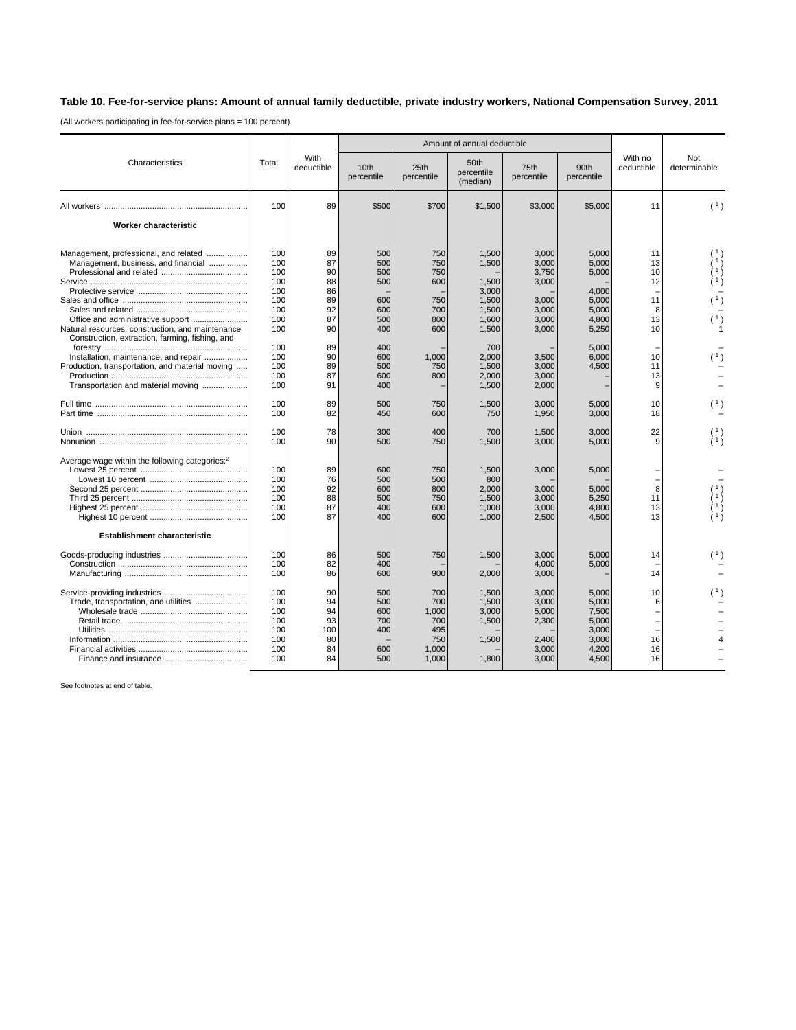# Table 10. Fee-for-service plans: Amount of annual family deductible, private industry workers, National Compensation Survey, 2011

(All workers participating in fee-for-service plans = 100 percent)

| Characteristics | Total | With deductible | Amount of annual deductible | | | | | With no deductible | Not determinable |
|---|---|---|---|---|---|---|---|---|---|
| | | | 10th percentile | 25th percentile | 50th percentile (median) | 75th percentile | 90th percentile | | |
| All workers | 100 | 89 | $500 | $700 | $1,500 | $3,000 | $5,000 | 11 | ( 1 ) |
| **Worker characteristic** | | | | | | | | | |
| Management, professional, and related | 100 | 89 | 500 | 750 | 1,500 | 3,000 | 5,000 | 11 | ( 1 ) |
| Management, business, and financial | 100 | 87 | 500 | 750 | 1,500 | 3,000 | 5,000 | 13 | ( 1 ) |
| Professional and related | 100 | 90 | 500 | 750 | – | 3,750 | 5,000 | 10 | ( 1 ) |
| Service | 100 | 88 | 500 | 600 | 1,500 | 3,000 | – | 12 | ( 1 ) |
| Protective service | 100 | 86 | – | – | 3,000 | – | 4,000 | – | – |
| Sales and office | 100 | 89 | 600 | 750 | 1,500 | 3,000 | 5,000 | 11 | ( 1 ) |
| Sales and related | 100 | 92 | 600 | 700 | 1,500 | 3,000 | 5,000 | 8 | – |
| Office and administrative support | 100 | 87 | 500 | 800 | 1,600 | 3,000 | 4,800 | 13 | ( 1 ) |
| Natural resources, construction, and maintenance | 100 | 90 | 400 | 600 | 1,500 | 3,000 | 5,250 | 10 | 1 |
| Construction, extraction, farming, fishing, and forestry | 100 | 89 | 400 | – | 700 | – | 5,000 | – | – |
| Installation, maintenance, and repair | 100 | 90 | 600 | 1,000 | 2,000 | 3,500 | 6,000 | 10 | ( 1 ) |
| Production, transportation, and material moving | 100 | 89 | 500 | 750 | 1,500 | 3,000 | 4,500 | 11 | – |
| Production | 100 | 87 | 600 | 800 | 2,000 | 3,000 | – | 13 | – |
| Transportation and material moving | 100 | 91 | 400 | – | 1,500 | 2,000 | – | 9 | – |
| Full time | 100 | 89 | 500 | 750 | 1,500 | 3,000 | 5,000 | 10 | ( 1 ) |
| Part time | 100 | 82 | 450 | 600 | 750 | 1,950 | 3,000 | 18 | – |
| Union | 100 | 78 | 300 | 400 | 700 | 1,500 | 3,000 | 22 | ( 1 ) |
| Nonunion | 100 | 90 | 500 | 750 | 1,500 | 3,000 | 5,000 | 9 | ( 1 ) |
| Average wage within the following categories:[2] | | | | | | | | | |
| Lowest 25 percent | 100 | 89 | 600 | 750 | 1,500 | 3,000 | 5,000 | – | – |
| Lowest 10 percent | 100 | 76 | 500 | 500 | 800 | – | – | – | – |
| Second 25 percent | 100 | 92 | 600 | 800 | 2,000 | 3,000 | 5,000 | 8 | ( 1 ) |
| Third 25 percent | 100 | 88 | 500 | 750 | 1,500 | 3,000 | 5,250 | 11 | ( 1 ) |
| Highest 25 percent | 100 | 87 | 400 | 600 | 1,000 | 3,000 | 4,800 | 13 | ( 1 ) |
| Highest 10 percent | 100 | 87 | 400 | 600 | 1,000 | 2,500 | 4,500 | 13 | ( 1 ) |
| **Establishment characteristic** | | | | | | | | | |
| Goods-producing industries | 100 | 86 | 500 | 750 | 1,500 | 3,000 | 5,000 | 14 | ( 1 ) |
| Construction | 100 | 82 | 400 | – | – | 4,000 | 5,000 | – | – |
| Manufacturing | 100 | 86 | 600 | 900 | 2,000 | 3,000 | – | 14 | – |
| Service-providing industries | 100 | 90 | 500 | 700 | 1,500 | 3,000 | 5,000 | 10 | ( 1 ) |
| Trade, transportation, and utilities | 100 | 94 | 500 | 700 | 1,500 | 3,000 | 5,000 | 6 | – |
| Wholesale trade | 100 | 94 | 600 | 1,000 | 3,000 | 5,000 | 7,500 | – | – |
| Retail trade | 100 | 93 | 700 | 700 | 1,500 | 2,300 | 5,000 | – | – |
| Utilities | 100 | 100 | 400 | 495 | – | – | 3,000 | – | – |
| Information | 100 | 80 | – | 750 | 1,500 | 2,400 | 3,000 | 16 | 4 |
| Financial activities | 100 | 84 | 600 | 1,000 | – | 3,000 | 4,200 | 16 | – |
| Finance and insurance | 100 | 84 | 500 | 1,000 | 1,800 | 3,000 | 4,500 | 16 | – |

See footnotes at end of table.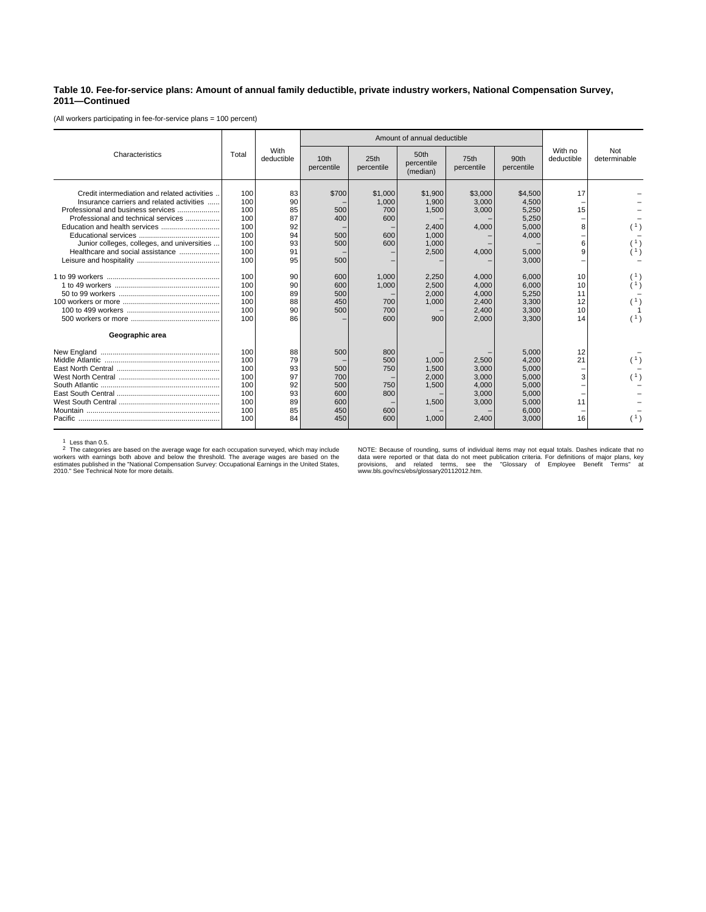**Table 10. Fee-for-service plans: Amount of annual family deductible, private industry workers, National Compensation Survey, 2011—Continued**

(All workers participating in fee-for-service plans = 100 percent)

| Characteristics | Total | With deductible | Amount of annual deductible | | | | | With no deductible | Not determinable |
|---|---|---|---|---|---|---|---|---|---|
| | | | 10th percentile | 25th percentile | 50th percentile (median) | 75th percentile | 90th percentile | | |
| Credit intermediation and related activities | 100 | 83 | $700 | $1,000 | $1,900 | $3,000 | $4,500 | 17 | – |
| Insurance carriers and related activities | 100 | 90 | – | 1,000 | 1,900 | 3,000 | 4,500 | – | – |
| Professional and business services | 100 | 85 | 500 | 700 | 1,500 | 3,000 | 5,250 | 15 | – |
| Professional and technical services | 100 | 87 | 400 | 600 | – | – | 5,250 | – | – |
| Education and health services | 100 | 92 | – | – | 2,400 | 4,000 | 5,000 | 8 | ([1]) |
| Educational services | 100 | 94 | 500 | 600 | 1,000 | – | 4,000 | – | – |
| Junior colleges, colleges, and universities | 100 | 93 | 500 | 600 | 1,000 | – | – | 6 | ([1]) |
| Healthcare and social assistance | 100 | 91 | – | – | 2,500 | 4,000 | 5,000 | 9 | ([1]) |
| Leisure and hospitality | 100 | 95 | 500 | – | – | – | 3,000 | – | – |
| 1 to 99 workers | 100 | 90 | 600 | 1,000 | 2,250 | 4,000 | 6,000 | 10 | ([1]) |
| 1 to 49 workers | 100 | 90 | 600 | 1,000 | 2,500 | 4,000 | 6,000 | 10 | ([1]) |
| 50 to 99 workers | 100 | 89 | 500 | – | 2,000 | 4,000 | 5,250 | 11 | – |
| 100 workers or more | 100 | 88 | 450 | 700 | 1,000 | 2,400 | 3,300 | 12 | ([1]) |
| 100 to 499 workers | 100 | 90 | 500 | 700 | – | 2,400 | 3,300 | 10 | 1 |
| 500 workers or more | 100 | 86 | – | 600 | 900 | 2,000 | 3,300 | 14 | ([1]) |
| **Geographic area** | | | | | | | | | |
| New England | 100 | 88 | 500 | 800 | – | – | 5,000 | 12 | – |
| Middle Atlantic | 100 | 79 | – | 500 | 1,000 | 2,500 | 4,200 | 21 | ([1]) |
| East North Central | 100 | 93 | 500 | 750 | 1,500 | 3,000 | 5,000 | – | – |
| West North Central | 100 | 97 | 700 | – | 2,000 | 3,000 | 5,000 | 3 | ([1]) |
| South Atlantic | 100 | 92 | 500 | 750 | 1,500 | 4,000 | 5,000 | – | – |
| East South Central | 100 | 93 | 600 | 800 | – | 3,000 | 5,000 | – | – |
| West South Central | 100 | 89 | 600 | – | 1,500 | 3,000 | 5,000 | 11 | – |
| Mountain | 100 | 85 | 450 | 600 | – | – | 6,000 | – | – |
| Pacific | 100 | 84 | 450 | 600 | 1,000 | 2,400 | 3,000 | 16 | ([1]) |

[1] Less than 0.5.

[2] The categories are based on the average wage for each occupation surveyed, which may include workers with earnings both above and below the threshold. The average wages are based on the estimates published in the "National Compensation Survey: Occupational Earnings in the United States, 2010." See Technical Note for more details.

NOTE: Because of rounding, sums of individual items may not equal totals. Dashes indicate that no data were reported or that data do not meet publication criteria. For definitions of major plans, key provisions, and related terms, see the "Glossary of Employee Benefit Terms" at www.bls.gov/ncs/ebs/glossary20112012.htm.